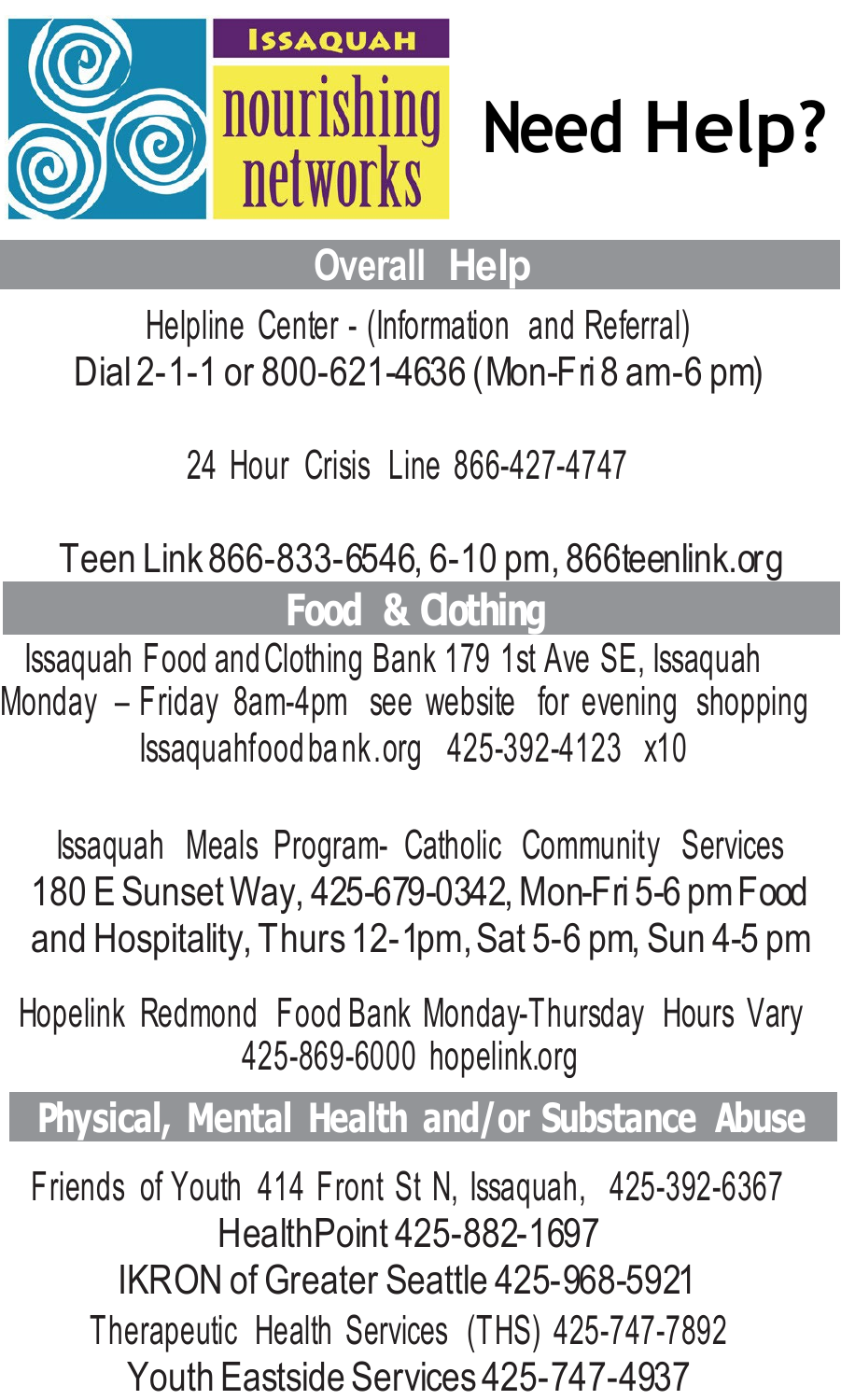Issaquah nourishing networks

# Need Help?

## Overall Help

Helpline Center - (Information and Referral)
Dial 2-1-1 or 800-621-4636 (Mon-Fri 8 am-6 pm)

24 Hour Crisis Line 866-427-4747

Teen Link 866-833-6546, 6-10 pm, 866teenlink.org

## Food & Clothing

Issaquah Food and Clothing Bank 179 1st Ave SE, Issaquah
Monday – Friday 8am-4pm see website for evening shopping
Issaquahfoodbank.org 425-392-4123 x10

Issaquah Meals Program- Catholic Community Services
180 E Sunset Way, 425-679-0342, Mon-Fri 5-6 pm Food and Hospitality, Thurs 12-1pm, Sat 5-6 pm, Sun 4-5 pm

Hopelink Redmond Food Bank Monday-Thursday Hours Vary
425-869-6000 hopelink.org

## Physical, Mental Health and/or Substance Abuse

Friends of Youth 414 Front St N, Issaquah, 425-392-6367
HealthPoint 425-882-1697
IKRON of Greater Seattle 425-968-5921
Therapeutic Health Services (THS) 425-747-7892
Youth Eastside Services 425-747-4937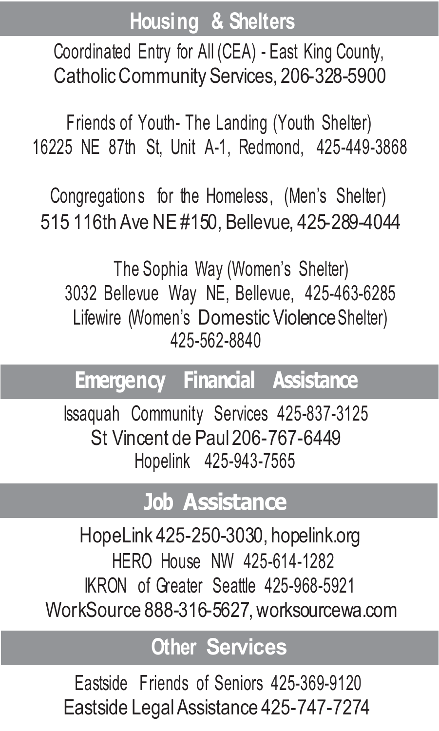## Housing & Shelters

Coordinated Entry for All (CEA) - East King County,
Catholic Community Services, 206-328-5900

Friends of Youth- The Landing (Youth Shelter)
16225 NE 87th St, Unit A-1, Redmond, 425-449-3868

Congregations for the Homeless, (Men's Shelter)
515 116th Ave NE #150, Bellevue, 425-289-4044

The Sophia Way (Women's Shelter)
3032 Bellevue Way NE, Bellevue, 425-463-6285
Lifewire (Women's Domestic Violence Shelter)
425-562-8840

## Emergency Financial Assistance

Issaquah Community Services 425-837-3125
St Vincent de Paul 206-767-6449
Hopelink 425-943-7565

## Job Assistance

HopeLink 425-250-3030, hopelink.org
HERO House NW 425-614-1282
IKRON of Greater Seattle 425-968-5921
WorkSource 888-316-5627, worksourcewa.com

## Other Services

Eastside Friends of Seniors 425-369-9120
Eastside Legal Assistance 425-747-7274